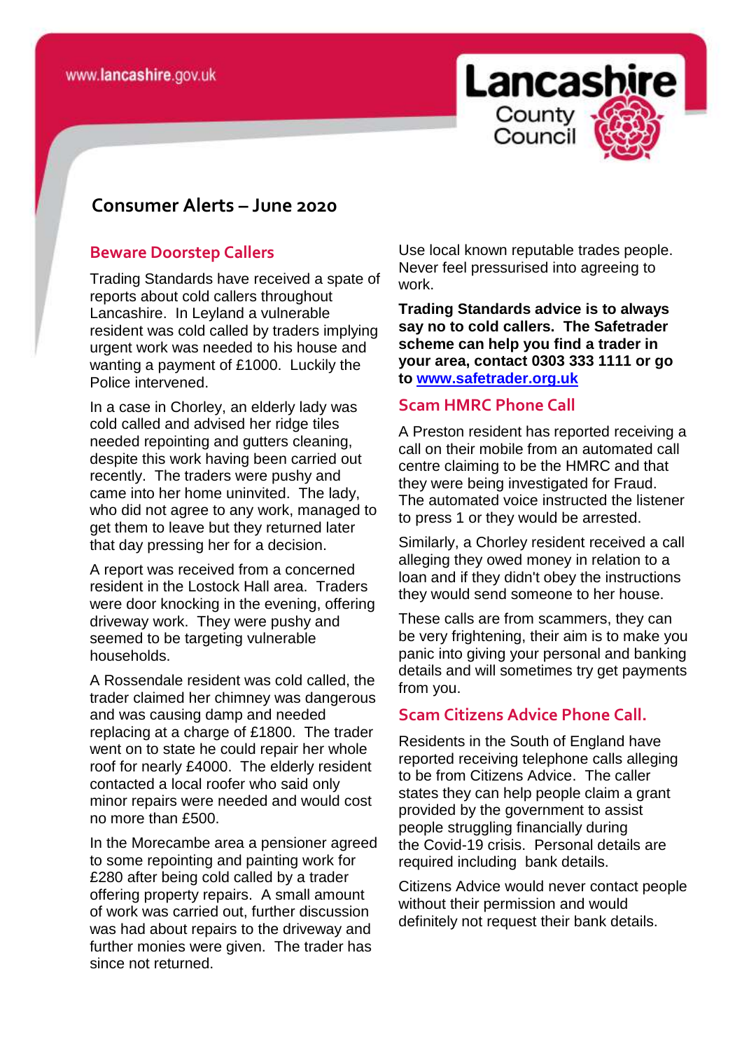# Consumer Alerts – June 2020

## Beware Doorstep Callers

Trading Standards have received a spate of reports about cold callers throughout Lancashire. In Leyland a vulnerable resident was cold called by traders implying urgent work was needed to his house and wanting a payment of £1000. Luckily the Police intervened.

In a case in Chorley, an elderly lady was cold called and advised her ridge tiles needed repointing and gutters cleaning, despite this work having been carried out recently. The traders were pushy and came into her home uninvited. The lady, who did not agree to any work, managed to get them to leave but they returned later that day pressing her for a decision.

A report was received from a concerned resident in the Lostock Hall area. Traders were door knocking in the evening, offering driveway work. They were pushy and seemed to be targeting vulnerable households.

A Rossendale resident was cold called, the trader claimed her chimney was dangerous and was causing damp and needed replacing at a charge of £1800. The trader went on to state he could repair her whole roof for nearly £4000. The elderly resident contacted a local roofer who said only minor repairs were needed and would cost no more than £500.

In the Morecambe area a pensioner agreed to some repointing and painting work for £280 after being cold called by a trader offering property repairs. A small amount of work was carried out, further discussion was had about repairs to the driveway and further monies were given. The trader has since not returned.

Use local known reputable trades people. Never feel pressurised into agreeing to work.

**Trading Standards advice is to always say no to cold callers. The Safetrader scheme can help you find a trader in your area, contact 0303 333 1111 or go to [www.safetrader.org.uk](http://www.safetrader.org.uk)**

## Scam HMRC Phone Call

A Preston resident has reported receiving a call on their mobile from an automated call centre claiming to be the HMRC and that they were being investigated for Fraud. The automated voice instructed the listener to press 1 or they would be arrested.

Similarly, a Chorley resident received a call alleging they owed money in relation to a loan and if they didn't obey the instructions they would send someone to her house.

These calls are from scammers, they can be very frightening, their aim is to make you panic into giving your personal and banking details and will sometimes try get payments from you.

## Scam Citizens Advice Phone Call.

Residents in the South of England have reported receiving telephone calls alleging to be from Citizens Advice. The caller states they can help people claim a grant provided by the government to assist people struggling financially during the Covid-19 crisis. Personal details are required including bank details.

Citizens Advice would never contact people without their permission and would definitely not request their bank details.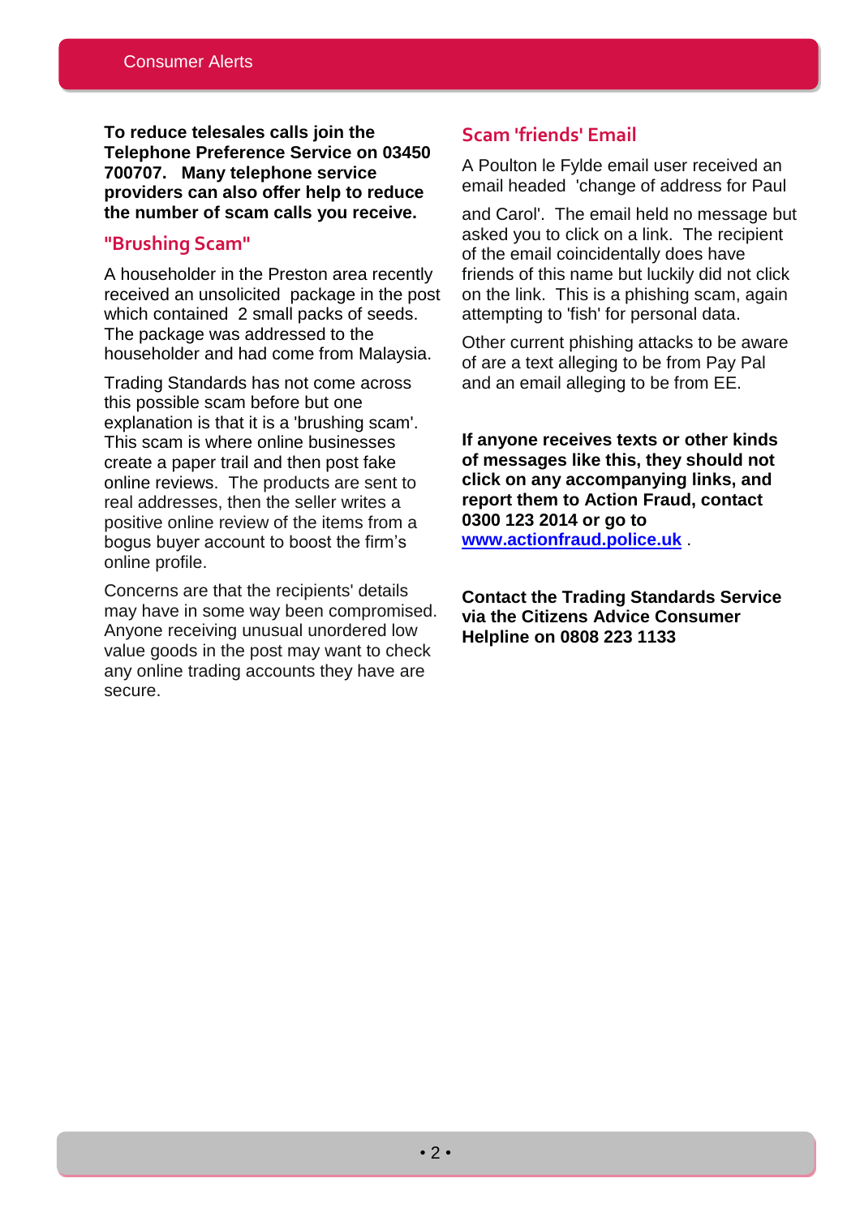**To reduce telesales calls join the Telephone Preference Service on 03450 700707. Many telephone service providers can also offer help to reduce the number of scam calls you receive.**

## "Brushing Scam"

A householder in the Preston area recently received an unsolicited package in the post which contained 2 small packs of seeds. The package was addressed to the householder and had come from Malaysia.

Trading Standards has not come across this possible scam before but one explanation is that it is a 'brushing scam'. This scam is where online businesses create a paper trail and then post fake online reviews. The products are sent to real addresses, then the seller writes a positive online review of the items from a bogus buyer account to boost the firm's online profile.

Concerns are that the recipients' details may have in some way been compromised. Anyone receiving unusual unordered low value goods in the post may want to check any online trading accounts they have are secure.

## Scam 'friends' Email

A Poulton le Fylde email user received an email headed 'change of address for Paul and Carol'. The email held no message but asked you to click on a link. The recipient of the email coincidentally does have friends of this name but luckily did not click on the link. This is a phishing scam, again attempting to 'fish' for personal data.

Other current phishing attacks to be aware of are a text alleging to be from Pay Pal and an email alleging to be from EE.

**If anyone receives texts or other kinds of messages like this, they should not click on any accompanying links, and report them to Action Fraud, contact 0300 123 2014 or go to [www.actionfraud.police.uk](http://www.actionfraud.police.uk)** .

**Contact the Trading Standards Service via the Citizens Advice Consumer Helpline on 0808 223 1133**